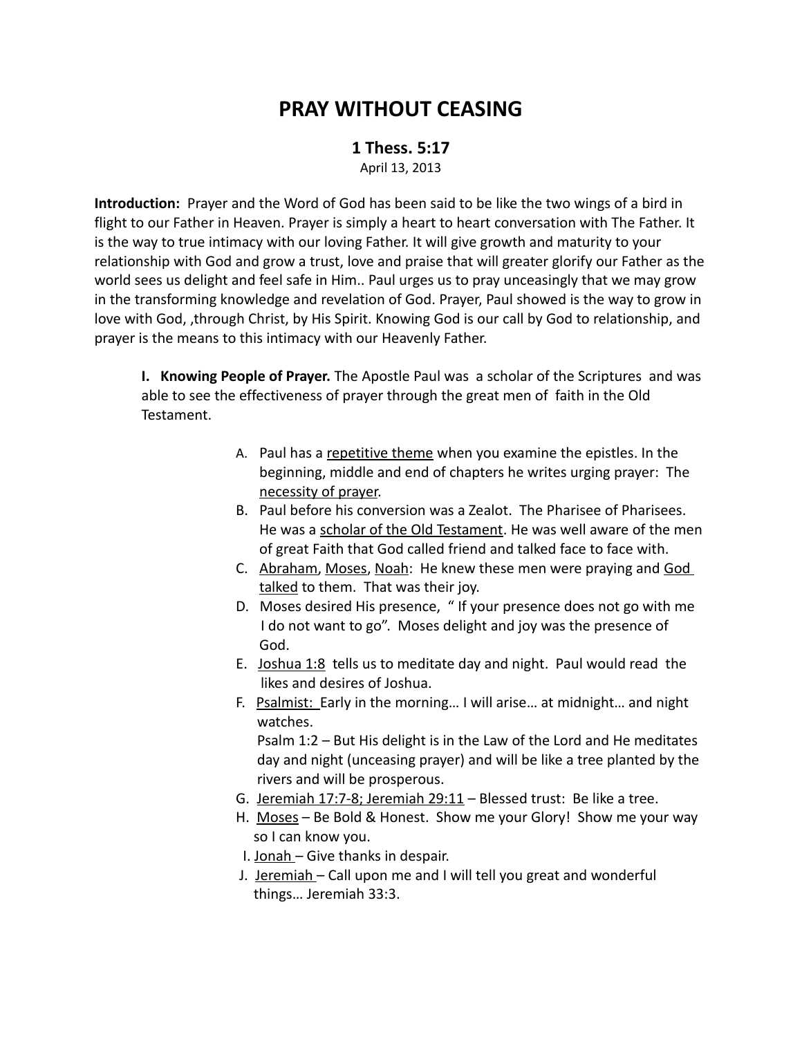# PRAY WITHOUT CEASING

## 1 Thess. 5:17

April 13, 2013

**Introduction:** Prayer and the Word of God has been said to be like the two wings of a bird in flight to our Father in Heaven. Prayer is simply a heart to heart conversation with The Father. It is the way to true intimacy with our loving Father. It will give growth and maturity to your relationship with God and grow a trust, love and praise that will greater glorify our Father as the world sees us delight and feel safe in Him.. Paul urges us to pray unceasingly that we may grow in the transforming knowledge and revelation of God. Prayer, Paul showed is the way to grow in love with God, ,through Christ, by His Spirit. Knowing God is our call by God to relationship, and prayer is the means to this intimacy with our Heavenly Father.

**I. Knowing People of Prayer.** The Apostle Paul was a scholar of the Scriptures and was able to see the effectiveness of prayer through the great men of faith in the Old Testament.

A. Paul has a <u>repetitive theme</u> when you examine the epistles. In the beginning, middle and end of chapters he writes urging prayer: The <u>necessity of prayer</u>.

B. Paul before his conversion was a Zealot. The Pharisee of Pharisees. He was a <u>scholar of the Old Testament</u>. He was well aware of the men of great Faith that God called friend and talked face to face with.

C. <u>Abraham</u>, <u>Moses</u>, <u>Noah</u>: He knew these men were praying and <u>God talked</u> to them. That was their joy.

D. Moses desired His presence, " If your presence does not go with me I do not want to go". Moses delight and joy was the presence of God.

E. <u>Joshua 1:8</u> tells us to meditate day and night. Paul would read the likes and desires of Joshua.

F. <u>Psalmist:</u> Early in the morning… I will arise… at midnight… and night watches.
Psalm 1:2 – But His delight is in the Law of the Lord and He meditates day and night (unceasing prayer) and will be like a tree planted by the rivers and will be prosperous.

G. <u>Jeremiah 17:7-8; Jeremiah 29:11</u> – Blessed trust: Be like a tree.

H. <u>Moses</u> – Be Bold & Honest. Show me your Glory! Show me your way so I can know you.

I. <u>Jonah</u> – Give thanks in despair.

J. <u>Jeremiah</u> – Call upon me and I will tell you great and wonderful things… Jeremiah 33:3.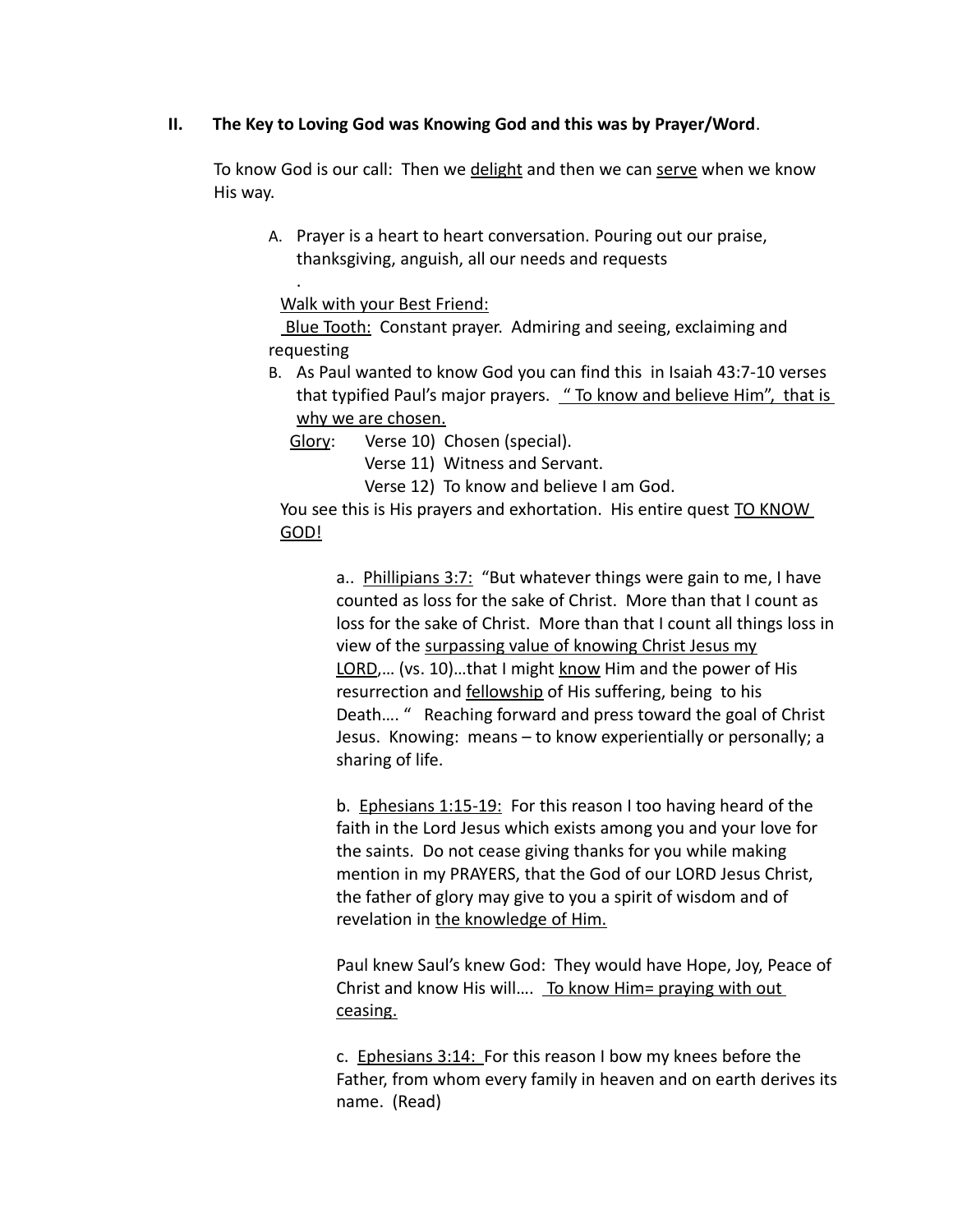## II. The Key to Loving God was Knowing God and this was by Prayer/Word.

To know God is our call: Then we <u>delight</u> and then we can <u>serve</u> when we know His way.

A. Prayer is a heart to heart conversation. Pouring out our praise, thanksgiving, anguish, all our needs and requests

.

<u>Walk with your Best Friend:</u>

<u>Blue Tooth:</u> Constant prayer. Admiring and seeing, exclaiming and requesting

B. As Paul wanted to know God you can find this in Isaiah 43:7-10 verses that typified Paul's major prayers. <u>" To know and believe Him", that is why we are chosen.</u>

<u>Glory</u>: Verse 10) Chosen (special).
Verse 11) Witness and Servant.
Verse 12) To know and believe I am God.

You see this is His prayers and exhortation. His entire quest <u>TO KNOW GOD!</u>

a.. <u>Phillipians 3:7:</u> "But whatever things were gain to me, I have counted as loss for the sake of Christ. More than that I count as loss for the sake of Christ. More than that I count all things loss in view of the <u>surpassing value of knowing Christ Jesus my LORD</u>,… (vs. 10)…that I might <u>know</u> Him and the power of His resurrection and <u>fellowship</u> of His suffering, being to his Death…. " Reaching forward and press toward the goal of Christ Jesus. Knowing: means – to know experientially or personally; a sharing of life.

b. <u>Ephesians 1:15-19:</u> For this reason I too having heard of the faith in the Lord Jesus which exists among you and your love for the saints. Do not cease giving thanks for you while making mention in my PRAYERS, that the God of our LORD Jesus Christ, the father of glory may give to you a spirit of wisdom and of revelation in <u>the knowledge of Him.</u>

Paul knew Saul's knew God: They would have Hope, Joy, Peace of Christ and know His will…. <u>To know Him= praying with out ceasing.</u>

c. <u>Ephesians 3:14:</u> For this reason I bow my knees before the Father, from whom every family in heaven and on earth derives its name. (Read)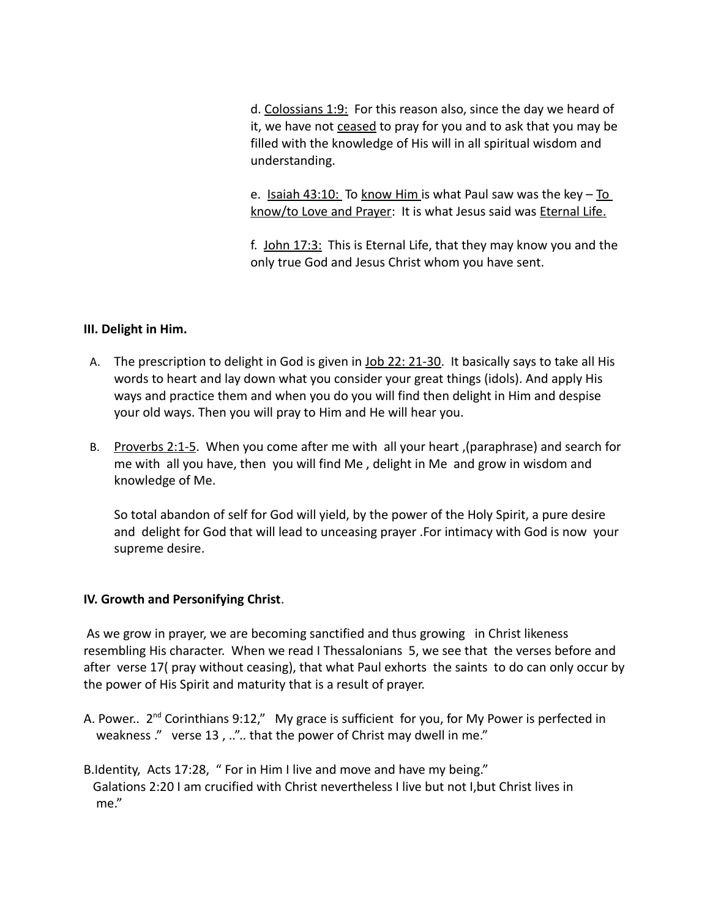d. <u>Colossians 1:9:</u> For this reason also, since the day we heard of it, we have not <u>ceased</u> to pray for you and to ask that you may be filled with the knowledge of His will in all spiritual wisdom and understanding.

e. <u>Isaiah 43:10:</u> To <u>know Him</u> is what Paul saw was the key – <u>To know/to Love and Prayer</u>: It is what Jesus said was <u>Eternal Life.</u>

f. <u>John 17:3:</u> This is Eternal Life, that they may know you and the only true God and Jesus Christ whom you have sent.

**III. Delight in Him.**

A. The prescription to delight in God is given in <u>Job 22: 21-30</u>. It basically says to take all His words to heart and lay down what you consider your great things (idols). And apply His ways and practice them and when you do you will find then delight in Him and despise your old ways. Then you will pray to Him and He will hear you.

B. <u>Proverbs 2:1-5</u>. When you come after me with all your heart ,(paraphrase) and search for me with all you have, then you will find Me , delight in Me and grow in wisdom and knowledge of Me.

So total abandon of self for God will yield, by the power of the Holy Spirit, a pure desire and delight for God that will lead to unceasing prayer .For intimacy with God is now your supreme desire.

**IV. Growth and Personifying Christ**.

As we grow in prayer, we are becoming sanctified and thus growing in Christ likeness resembling His character. When we read I Thessalonians 5, we see that the verses before and after verse 17( pray without ceasing), that what Paul exhorts the saints to do can only occur by the power of His Spirit and maturity that is a result of prayer.

A. Power.. 2nd Corinthians 9:12," My grace is sufficient for you, for My Power is perfected in weakness ." verse 13 , .."... that the power of Christ may dwell in me."

B.Identity, Acts 17:28, " For in Him I live and move and have my being."
Galations 2:20 I am crucified with Christ nevertheless I live but not I,but Christ lives in me."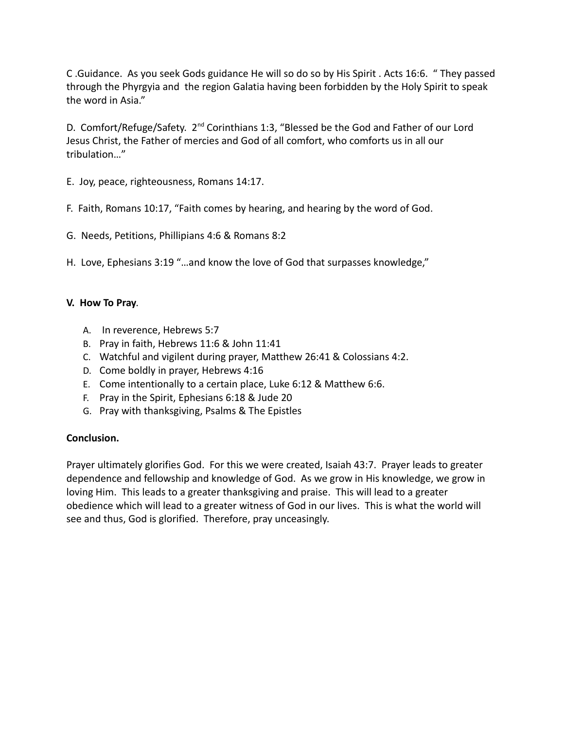C .Guidance. As you seek Gods guidance He will so do so by His Spirit . Acts 16:6. " They passed through the Phyrgyia and the region Galatia having been forbidden by the Holy Spirit to speak the word in Asia."

D. Comfort/Refuge/Safety. 2nd Corinthians 1:3, "Blessed be the God and Father of our Lord Jesus Christ, the Father of mercies and God of all comfort, who comforts us in all our tribulation…"

E. Joy, peace, righteousness, Romans 14:17.

F. Faith, Romans 10:17, "Faith comes by hearing, and hearing by the word of God.

G. Needs, Petitions, Phillipians 4:6 & Romans 8:2

H. Love, Ephesians 3:19 "…and know the love of God that surpasses knowledge,"

**V. How To Pray**.

A. In reverence, Hebrews 5:7
B. Pray in faith, Hebrews 11:6 & John 11:41
C. Watchful and vigilent during prayer, Matthew 26:41 & Colossians 4:2.
D. Come boldly in prayer, Hebrews 4:16
E. Come intentionally to a certain place, Luke 6:12 & Matthew 6:6.
F. Pray in the Spirit, Ephesians 6:18 & Jude 20
G. Pray with thanksgiving, Psalms & The Epistles

**Conclusion.**

Prayer ultimately glorifies God. For this we were created, Isaiah 43:7. Prayer leads to greater dependence and fellowship and knowledge of God. As we grow in His knowledge, we grow in loving Him. This leads to a greater thanksgiving and praise. This will lead to a greater obedience which will lead to a greater witness of God in our lives. This is what the world will see and thus, God is glorified. Therefore, pray unceasingly.